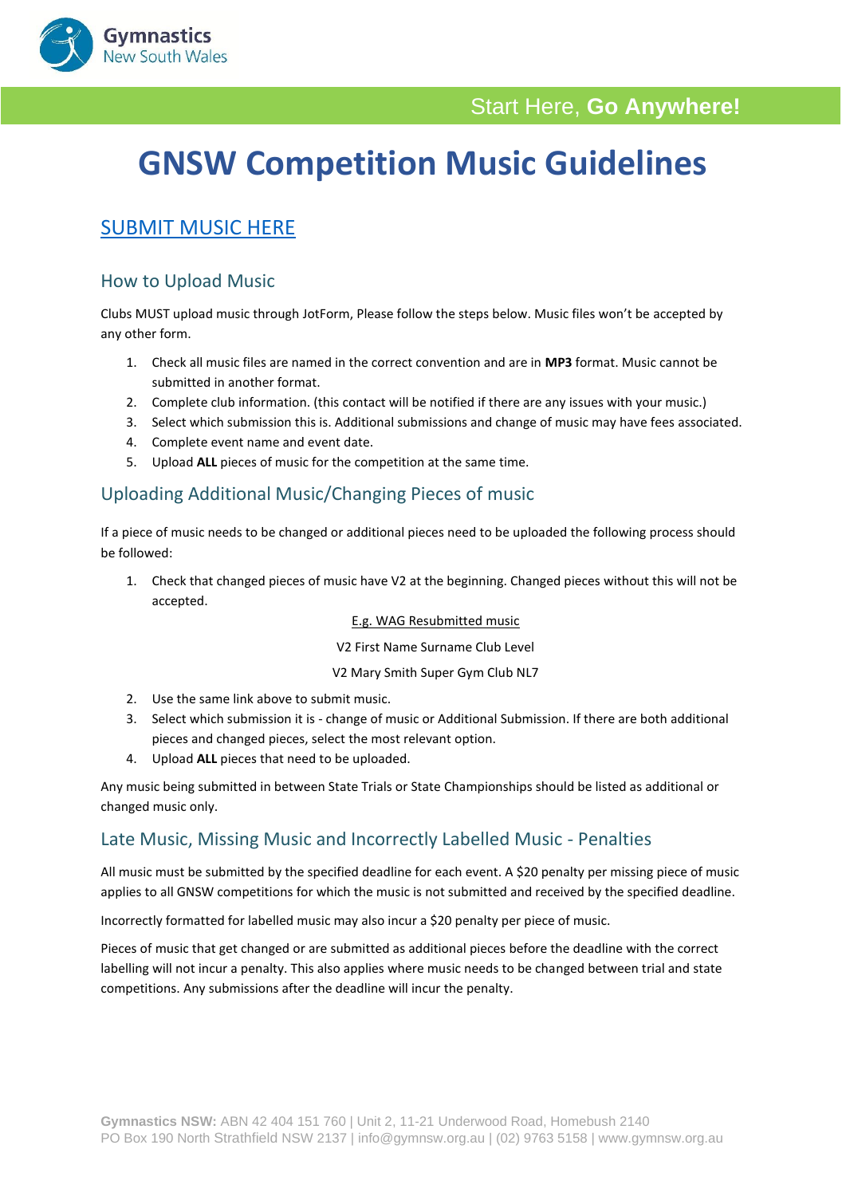Gymnastics New South Wales

Start Here, **Go Anywhere!**

# GNSW Competition Music Guidelines

## SUBMIT MUSIC HERE

### How to Upload Music

Clubs MUST upload music through JotForm, Please follow the steps below. Music files won't be accepted by any other form.

1. Check all music files are named in the correct convention and are in **MP3** format. Music cannot be submitted in another format.
2. Complete club information. (this contact will be notified if there are any issues with your music.)
3. Select which submission this is. Additional submissions and change of music may have fees associated.
4. Complete event name and event date.
5. Upload **ALL** pieces of music for the competition at the same time.

### Uploading Additional Music/Changing Pieces of music

If a piece of music needs to be changed or additional pieces need to be uploaded the following process should be followed:

1. Check that changed pieces of music have V2 at the beginning. Changed pieces without this will not be accepted.

   E.g. WAG Resubmitted music

   V2 First Name Surname Club Level

   V2 Mary Smith Super Gym Club NL7

2. Use the same link above to submit music.
3. Select which submission it is - change of music or Additional Submission. If there are both additional pieces and changed pieces, select the most relevant option.
4. Upload **ALL** pieces that need to be uploaded.

Any music being submitted in between State Trials or State Championships should be listed as additional or changed music only.

### Late Music, Missing Music and Incorrectly Labelled Music - Penalties

All music must be submitted by the specified deadline for each event. A $20 penalty per missing piece of music applies to all GNSW competitions for which the music is not submitted and received by the specified deadline.

Incorrectly formatted for labelled music may also incur a $20 penalty per piece of music.

Pieces of music that get changed or are submitted as additional pieces before the deadline with the correct labelling will not incur a penalty. This also applies where music needs to be changed between trial and state competitions. Any submissions after the deadline will incur the penalty.

**Gymnastics NSW:** ABN 42 404 151 760 | Unit 2, 11-21 Underwood Road, Homebush 2140
PO Box 190 North Strathfield NSW 2137 | info@gymnsw.org.au | (02) 9763 5158 | www.gymnsw.org.au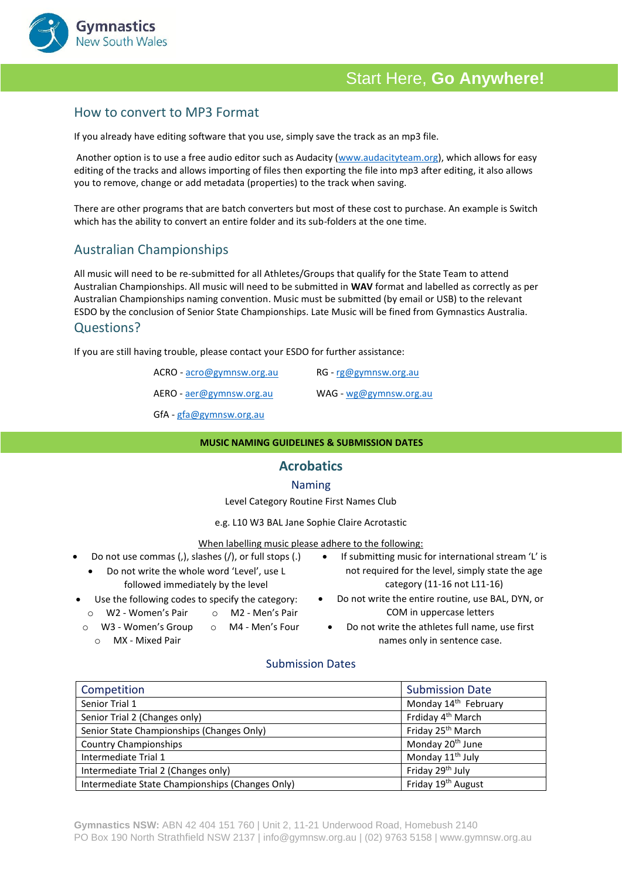## How to convert to MP3 Format

If you already have editing software that you use, simply save the track as an mp3 file.

Another option is to use a free audio editor such as Audacity (www.audacityteam.org), which allows for easy editing of the tracks and allows importing of files then exporting the file into mp3 after editing, it also allows you to remove, change or add metadata (properties) to the track when saving.

There are other programs that are batch converters but most of these cost to purchase. An example is Switch which has the ability to convert an entire folder and its sub-folders at the one time.

## Australian Championships

All music will need to be re-submitted for all Athletes/Groups that qualify for the State Team to attend Australian Championships. All music will need to be submitted in **WAV** format and labelled as correctly as per Australian Championships naming convention. Music must be submitted (by email or USB) to the relevant ESDO by the conclusion of Senior State Championships. Late Music will be fined from Gymnastics Australia.

## Questions?

If you are still having trouble, please contact your ESDO for further assistance:

ACRO - acro@gymnsw.org.au
RG - rg@gymnsw.org.au
AERO - aer@gymnsw.org.au
WAG - wg@gymnsw.org.au
GfA - gfa@gymnsw.org.au

**MUSIC NAMING GUIDELINES & SUBMISSION DATES**

# Acrobatics

### Naming

Level Category Routine First Names Club

e.g. L10 W3 BAL Jane Sophie Claire Acrotastic

When labelling music please adhere to the following:

- Do not use commas (,), slashes (/), or full stops (.)
- Do not write the whole word 'Level', use L followed immediately by the level
- Use the following codes to specify the category:
  - W2 - Women's Pair
  - M2 - Men's Pair
  - W3 - Women's Group
  - M4 - Men's Four
  - MX - Mixed Pair
- If submitting music for international stream 'L' is not required for the level, simply state the age category (11-16 not L11-16)
- Do not write the entire routine, use BAL, DYN, or COM in uppercase letters
- Do not write the athletes full name, use first names only in sentence case.

### Submission Dates

| Competition | Submission Date |
| --- | --- |
| Senior Trial 1 | Monday 14th February |
| Senior Trial 2 (Changes only) | Frdiday 4th March |
| Senior State Championships (Changes Only) | Friday 25th March |
| Country Championships | Monday 20th June |
| Intermediate Trial 1 | Monday 11th July |
| Intermediate Trial 2 (Changes only) | Friday 29th July |
| Intermediate State Championships (Changes Only) | Friday 19th August |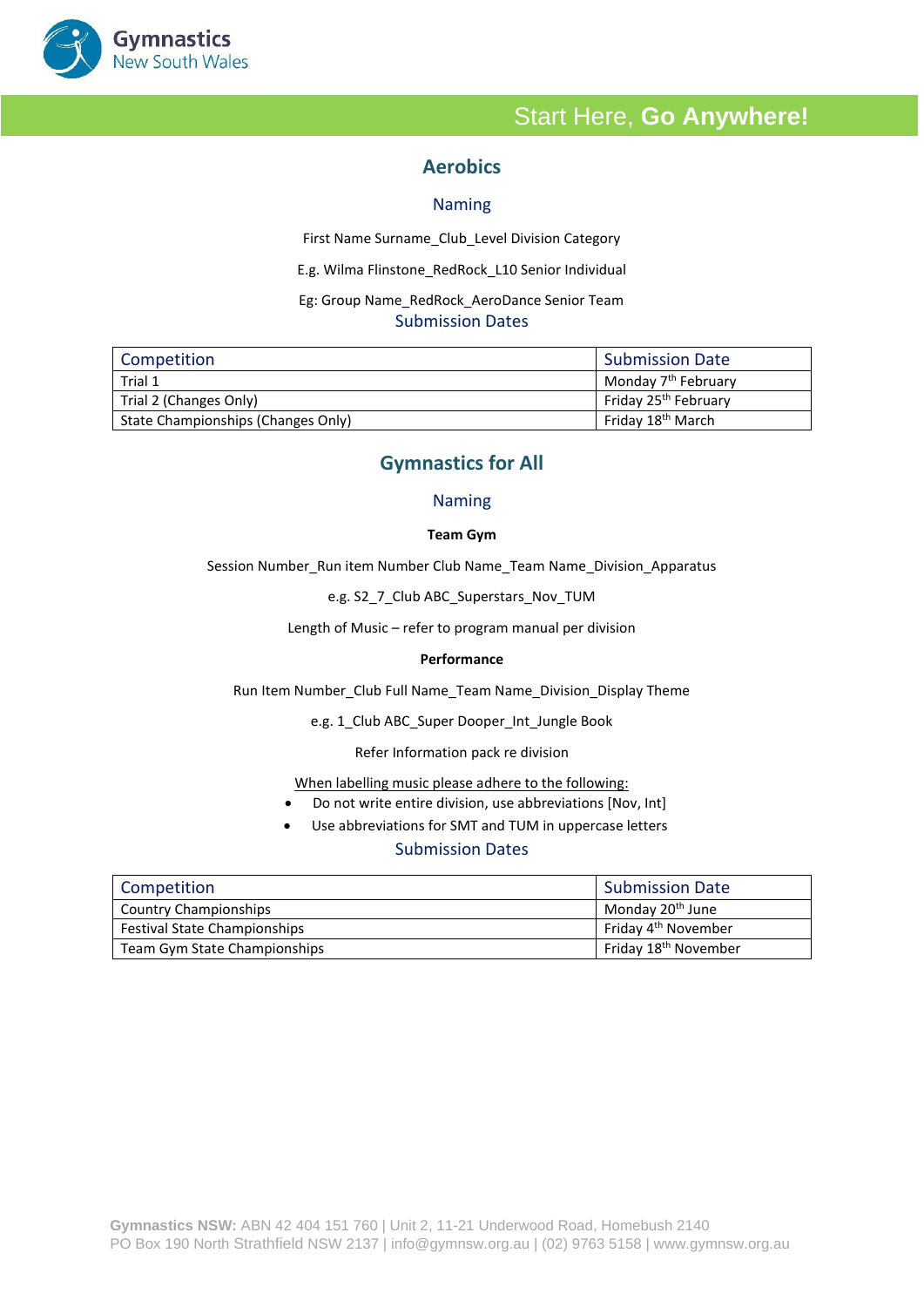## Aerobics

### Naming

First Name Surname_Club_Level Division Category

E.g. Wilma Flinstone_RedRock_L10 Senior Individual

Eg: Group Name_RedRock_AeroDance Senior Team

### Submission Dates

| Competition | Submission Date |
|---|---|
| Trial 1 | Monday 7th February |
| Trial 2 (Changes Only) | Friday 25th February |
| State Championships (Changes Only) | Friday 18th March |

## Gymnastics for All

### Naming

**Team Gym**

Session Number_Run item Number Club Name_Team Name_Division_Apparatus

e.g. S2_7_Club ABC_Superstars_Nov_TUM

Length of Music – refer to program manual per division

**Performance**

Run Item Number_Club Full Name_Team Name_Division_Display Theme

e.g. 1_Club ABC_Super Dooper_Int_Jungle Book

Refer Information pack re division

When labelling music please adhere to the following:

- Do not write entire division, use abbreviations [Nov, Int]
- Use abbreviations for SMT and TUM in uppercase letters

### Submission Dates

| Competition | Submission Date |
|---|---|
| Country Championships | Monday 20th June |
| Festival State Championships | Friday 4th November |
| Team Gym State Championships | Friday 18th November |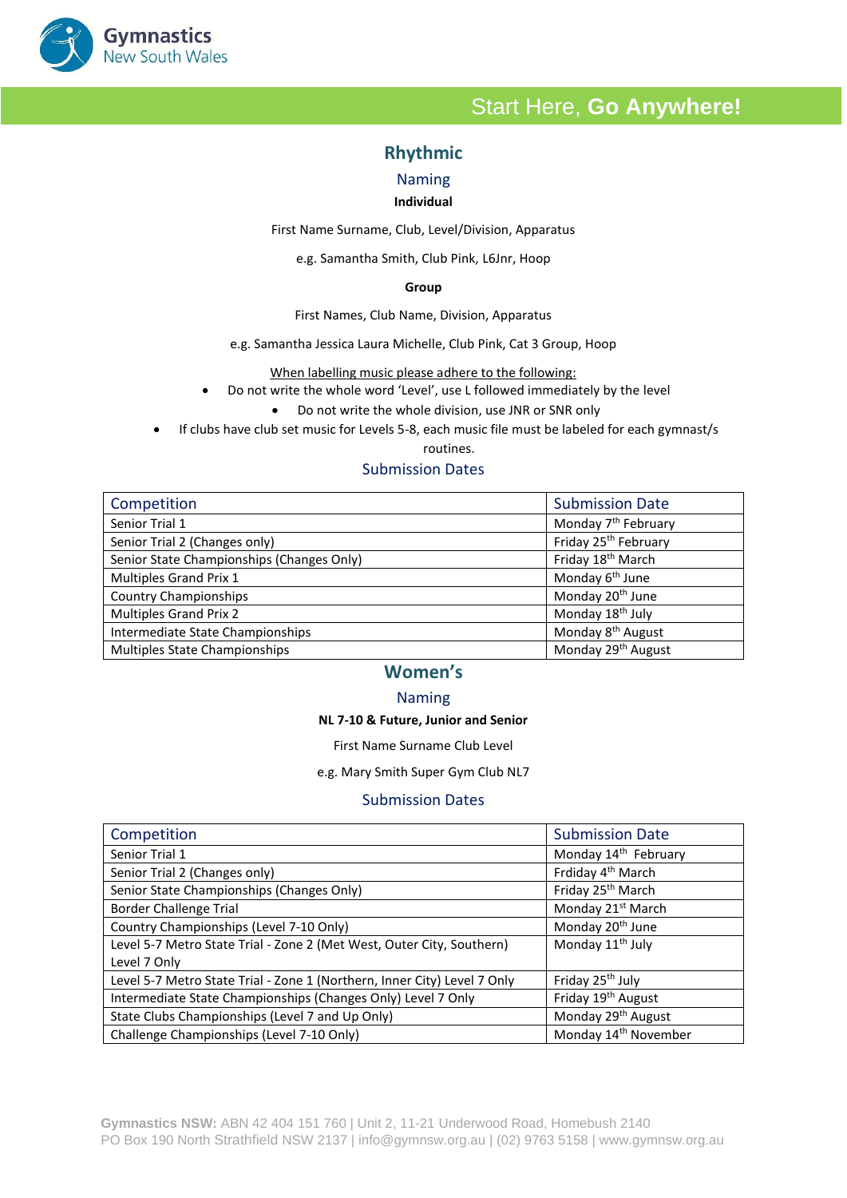Start Here, **Go Anywhere!**

## Rhythmic

### Naming

**Individual**

First Name Surname, Club, Level/Division, Apparatus

e.g. Samantha Smith, Club Pink, L6Jnr, Hoop

**Group**

First Names, Club Name, Division, Apparatus

e.g. Samantha Jessica Laura Michelle, Club Pink, Cat 3 Group, Hoop

When labelling music please adhere to the following:

- Do not write the whole word 'Level', use L followed immediately by the level
- Do not write the whole division, use JNR or SNR only
- If clubs have club set music for Levels 5-8, each music file must be labeled for each gymnast/s routines.

### Submission Dates

| Competition | Submission Date |
|---|---|
| Senior Trial 1 | Monday 7th February |
| Senior Trial 2 (Changes only) | Friday 25th February |
| Senior State Championships (Changes Only) | Friday 18th March |
| Multiples Grand Prix 1 | Monday 6th June |
| Country Championships | Monday 20th June |
| Multiples Grand Prix 2 | Monday 18th July |
| Intermediate State Championships | Monday 8th August |
| Multiples State Championships | Monday 29th August |

## Women's

### Naming

**NL 7-10 & Future, Junior and Senior**

First Name Surname Club Level

e.g. Mary Smith Super Gym Club NL7

### Submission Dates

| Competition | Submission Date |
|---|---|
| Senior Trial 1 | Monday 14th February |
| Senior Trial 2 (Changes only) | Frdiday 4th March |
| Senior State Championships (Changes Only) | Friday 25th March |
| Border Challenge Trial | Monday 21st March |
| Country Championships (Level 7-10 Only) | Monday 20th June |
| Level 5-7 Metro State Trial - Zone 2 (Met West, Outer City, Southern) Level 7 Only | Monday 11th July |
| Level 5-7 Metro State Trial - Zone 1 (Northern, Inner City) Level 7 Only | Friday 25th July |
| Intermediate State Championships (Changes Only) Level 7 Only | Friday 19th August |
| State Clubs Championships (Level 7 and Up Only) | Monday 29th August |
| Challenge Championships (Level 7-10 Only) | Monday 14th November |

**Gymnastics NSW:** ABN 42 404 151 760 | Unit 2, 11-21 Underwood Road, Homebush 2140
PO Box 190 North Strathfield NSW 2137 | info@gymnsw.org.au | (02) 9763 5158 | www.gymnsw.org.au